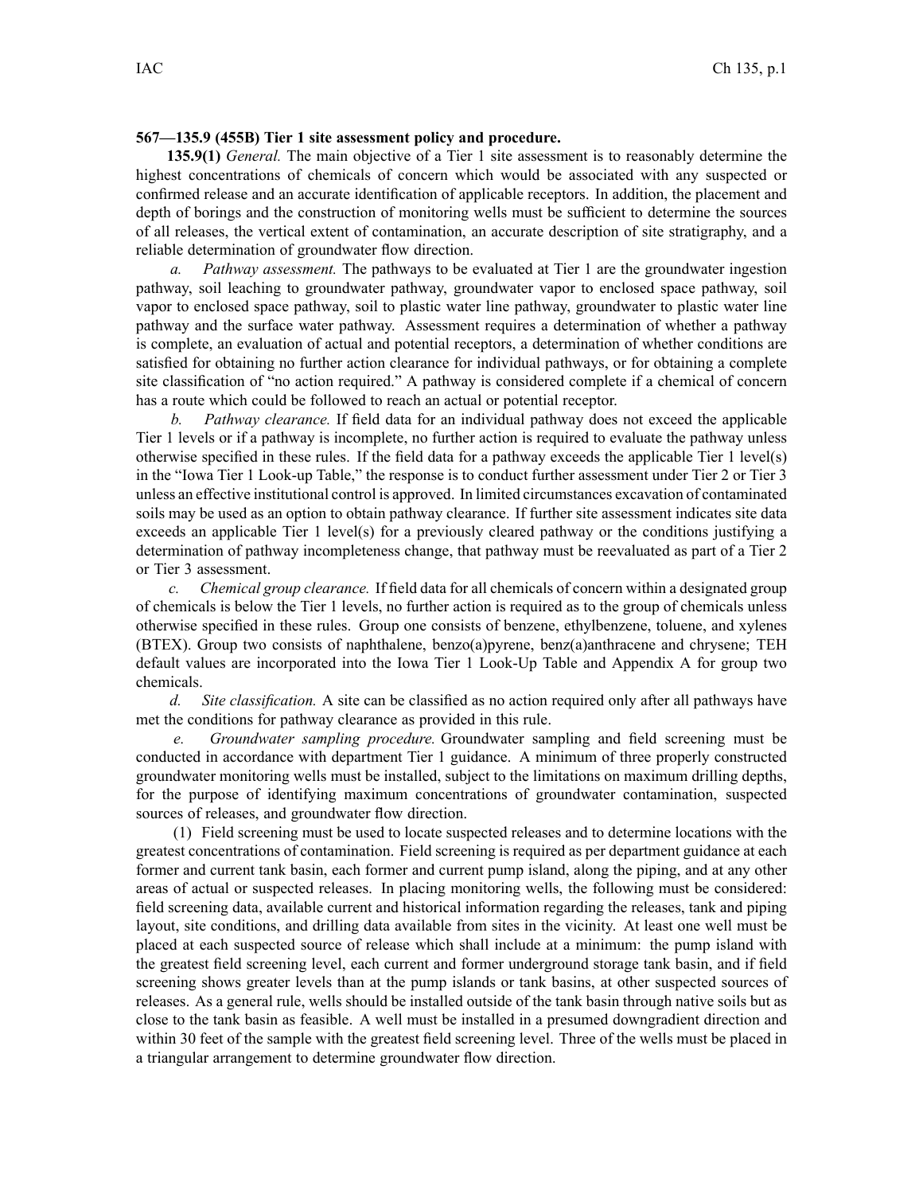**567—135.9 (455B) Tier 1 site assessment policy and procedure.**

**135.9(1)** *General.* The main objective of a Tier 1 site assessment is to reasonably determine the highest concentrations of chemicals of concern which would be associated with any suspected or confirmed release and an accurate identification of applicable receptors. In addition, the placement and depth of borings and the construction of monitoring wells must be sufficient to determine the sources of all releases, the vertical extent of contamination, an accurate description of site stratigraphy, and a reliable determination of groundwater flow direction.

*a. Pathway assessment.* The pathways to be evaluated at Tier 1 are the groundwater ingestion pathway, soil leaching to groundwater pathway, groundwater vapor to enclosed space pathway, soil vapor to enclosed space pathway, soil to plastic water line pathway, groundwater to plastic water line pathway and the surface water pathway. Assessment requires a determination of whether a pathway is complete, an evaluation of actual and potential receptors, a determination of whether conditions are satisfied for obtaining no further action clearance for individual pathways, or for obtaining a complete site classification of "no action required." A pathway is considered complete if a chemical of concern has a route which could be followed to reach an actual or potential receptor.

*b. Pathway clearance.* If field data for an individual pathway does not exceed the applicable Tier 1 levels or if a pathway is incomplete, no further action is required to evaluate the pathway unless otherwise specified in these rules. If the field data for a pathway exceeds the applicable Tier 1 level(s) in the "Iowa Tier 1 Look-up Table," the response is to conduct further assessment under Tier 2 or Tier 3 unless an effective institutional control is approved. In limited circumstances excavation of contaminated soils may be used as an option to obtain pathway clearance. If further site assessment indicates site data exceeds an applicable Tier 1 level(s) for a previously cleared pathway or the conditions justifying a determination of pathway incompleteness change, that pathway must be reevaluated as part of a Tier 2 or Tier 3 assessment.

*c. Chemical group clearance.* If field data for all chemicals of concern within a designated group of chemicals is below the Tier 1 levels, no further action is required as to the group of chemicals unless otherwise specified in these rules. Group one consists of benzene, ethylbenzene, toluene, and xylenes (BTEX). Group two consists of naphthalene, benzo(a)pyrene, benz(a)anthracene and chrysene; TEH default values are incorporated into the Iowa Tier 1 Look-Up Table and Appendix A for group two chemicals.

*d. Site classification.* A site can be classified as no action required only after all pathways have met the conditions for pathway clearance as provided in this rule.

*e. Groundwater sampling procedure.* Groundwater sampling and field screening must be conducted in accordance with department Tier 1 guidance. A minimum of three properly constructed groundwater monitoring wells must be installed, subject to the limitations on maximum drilling depths, for the purpose of identifying maximum concentrations of groundwater contamination, suspected sources of releases, and groundwater flow direction.

(1) Field screening must be used to locate suspected releases and to determine locations with the greatest concentrations of contamination. Field screening is required as per department guidance at each former and current tank basin, each former and current pump island, along the piping, and at any other areas of actual or suspected releases. In placing monitoring wells, the following must be considered: field screening data, available current and historical information regarding the releases, tank and piping layout, site conditions, and drilling data available from sites in the vicinity. At least one well must be placed at each suspected source of release which shall include at a minimum: the pump island with the greatest field screening level, each current and former underground storage tank basin, and if field screening shows greater levels than at the pump islands or tank basins, at other suspected sources of releases. As a general rule, wells should be installed outside of the tank basin through native soils but as close to the tank basin as feasible. A well must be installed in a presumed downgradient direction and within 30 feet of the sample with the greatest field screening level. Three of the wells must be placed in a triangular arrangement to determine groundwater flow direction.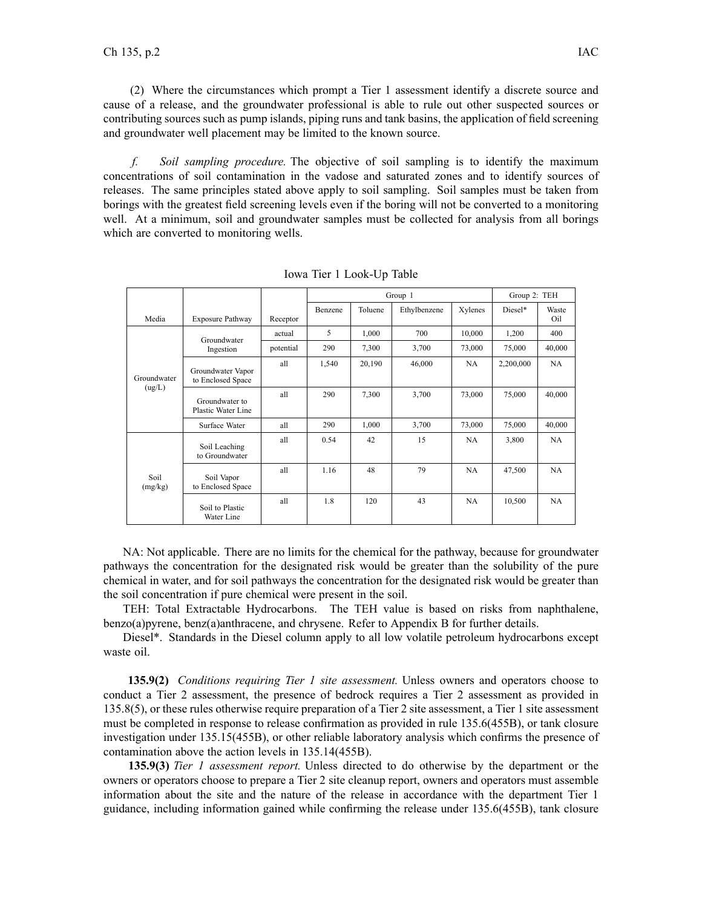(2) Where the circumstances which prompt a Tier 1 assessment identify a discrete source and cause of a release, and the groundwater professional is able to rule out other suspected sources or contributing sources such as pump islands, piping runs and tank basins, the application of field screening and groundwater well placement may be limited to the known source.

*f. Soil sampling procedure.* The objective of soil sampling is to identify the maximum concentrations of soil contamination in the vadose and saturated zones and to identify sources of releases. The same principles stated above apply to soil sampling. Soil samples must be taken from borings with the greatest field screening levels even if the boring will not be converted to a monitoring well. At a minimum, soil and groundwater samples must be collected for analysis from all borings which are converted to monitoring wells.

Iowa Tier 1 Look-Up Table

| | | | Group 1 | | | | Group 2: TEH | |
|---|---|---|---|---|---|---|---|---|
| Media | Exposure Pathway | Receptor | Benzene | Toluene | Ethylbenzene | Xylenes | Diesel* | Waste Oil |
| Groundwater (ug/L) | Groundwater Ingestion | actual | 5 | 1,000 | 700 | 10,000 | 1,200 | 400 |
| | | potential | 290 | 7,300 | 3,700 | 73,000 | 75,000 | 40,000 |
| | Groundwater Vapor to Enclosed Space | all | 1,540 | 20,190 | 46,000 | NA | 2,200,000 | NA |
| | Groundwater to Plastic Water Line | all | 290 | 7,300 | 3,700 | 73,000 | 75,000 | 40,000 |
| | Surface Water | all | 290 | 1,000 | 3,700 | 73,000 | 75,000 | 40,000 |
| Soil (mg/kg) | Soil Leaching to Groundwater | all | 0.54 | 42 | 15 | NA | 3,800 | NA |
| | Soil Vapor to Enclosed Space | all | 1.16 | 48 | 79 | NA | 47,500 | NA |
| | Soil to Plastic Water Line | all | 1.8 | 120 | 43 | NA | 10,500 | NA |

NA: Not applicable. There are no limits for the chemical for the pathway, because for groundwater pathways the concentration for the designated risk would be greater than the solubility of the pure chemical in water, and for soil pathways the concentration for the designated risk would be greater than the soil concentration if pure chemical were present in the soil.

TEH: Total Extractable Hydrocarbons. The TEH value is based on risks from naphthalene, benzo(a)pyrene, benz(a)anthracene, and chrysene. Refer to Appendix B for further details.

Diesel*. Standards in the Diesel column apply to all low volatile petroleum hydrocarbons except waste oil.

**135.9(2)** *Conditions requiring Tier 1 site assessment.* Unless owners and operators choose to conduct a Tier 2 assessment, the presence of bedrock requires a Tier 2 assessment as provided in 135.8(5), or these rules otherwise require preparation of a Tier 2 site assessment, a Tier 1 site assessment must be completed in response to release confirmation as provided in rule 135.6(455B), or tank closure investigation under 135.15(455B), or other reliable laboratory analysis which confirms the presence of contamination above the action levels in 135.14(455B).

**135.9(3)** *Tier 1 assessment report.* Unless directed to do otherwise by the department or the owners or operators choose to prepare a Tier 2 site cleanup report, owners and operators must assemble information about the site and the nature of the release in accordance with the department Tier 1 guidance, including information gained while confirming the release under 135.6(455B), tank closure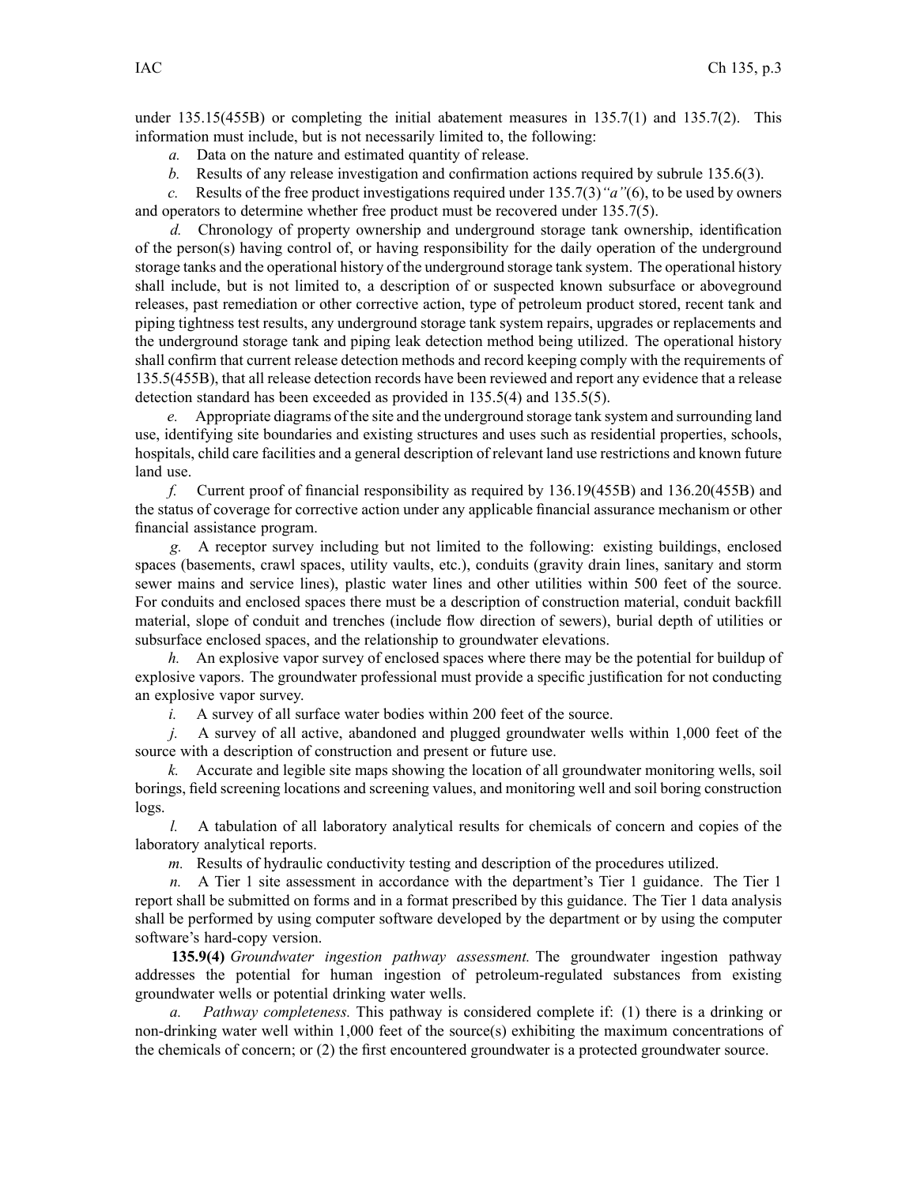under 135.15(455B) or completing the initial abatement measures in 135.7(1) and 135.7(2). This information must include, but is not necessarily limited to, the following:

*a.* Data on the nature and estimated quantity of release.

*b.* Results of any release investigation and confirmation actions required by subrule 135.6(3).

*c.* Results of the free product investigations required under 135.7(3)*"a"*(6), to be used by owners and operators to determine whether free product must be recovered under 135.7(5).

*d.* Chronology of property ownership and underground storage tank ownership, identification of the person(s) having control of, or having responsibility for the daily operation of the underground storage tanks and the operational history of the underground storage tank system. The operational history shall include, but is not limited to, a description of or suspected known subsurface or aboveground releases, past remediation or other corrective action, type of petroleum product stored, recent tank and piping tightness test results, any underground storage tank system repairs, upgrades or replacements and the underground storage tank and piping leak detection method being utilized. The operational history shall confirm that current release detection methods and record keeping comply with the requirements of 135.5(455B), that all release detection records have been reviewed and report any evidence that a release detection standard has been exceeded as provided in 135.5(4) and 135.5(5).

*e.* Appropriate diagrams of the site and the underground storage tank system and surrounding land use, identifying site boundaries and existing structures and uses such as residential properties, schools, hospitals, child care facilities and a general description of relevant land use restrictions and known future land use.

*f.* Current proof of financial responsibility as required by 136.19(455B) and 136.20(455B) and the status of coverage for corrective action under any applicable financial assurance mechanism or other financial assistance program.

*g.* A receptor survey including but not limited to the following: existing buildings, enclosed spaces (basements, crawl spaces, utility vaults, etc.), conduits (gravity drain lines, sanitary and storm sewer mains and service lines), plastic water lines and other utilities within 500 feet of the source. For conduits and enclosed spaces there must be a description of construction material, conduit backfill material, slope of conduit and trenches (include flow direction of sewers), burial depth of utilities or subsurface enclosed spaces, and the relationship to groundwater elevations.

*h.* An explosive vapor survey of enclosed spaces where there may be the potential for buildup of explosive vapors. The groundwater professional must provide a specific justification for not conducting an explosive vapor survey.

*i.* A survey of all surface water bodies within 200 feet of the source.

*j.* A survey of all active, abandoned and plugged groundwater wells within 1,000 feet of the source with a description of construction and present or future use.

*k.* Accurate and legible site maps showing the location of all groundwater monitoring wells, soil borings, field screening locations and screening values, and monitoring well and soil boring construction logs.

*l.* A tabulation of all laboratory analytical results for chemicals of concern and copies of the laboratory analytical reports.

*m.* Results of hydraulic conductivity testing and description of the procedures utilized.

*n.* A Tier 1 site assessment in accordance with the department's Tier 1 guidance. The Tier 1 report shall be submitted on forms and in a format prescribed by this guidance. The Tier 1 data analysis shall be performed by using computer software developed by the department or by using the computer software's hard-copy version.

**135.9(4)** *Groundwater ingestion pathway assessment.* The groundwater ingestion pathway addresses the potential for human ingestion of petroleum-regulated substances from existing groundwater wells or potential drinking water wells.

*a.* *Pathway completeness.* This pathway is considered complete if: (1) there is a drinking or non-drinking water well within 1,000 feet of the source(s) exhibiting the maximum concentrations of the chemicals of concern; or (2) the first encountered groundwater is a protected groundwater source.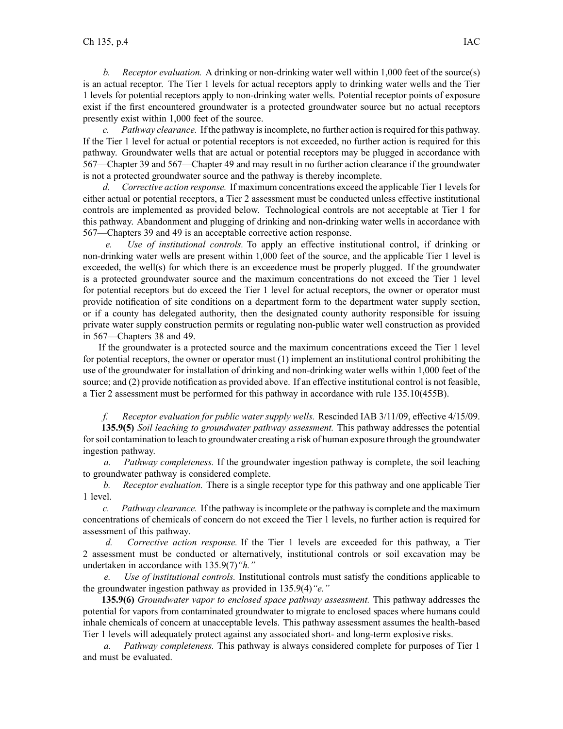*b. Receptor evaluation.* A drinking or non-drinking water well within 1,000 feet of the source(s) is an actual receptor. The Tier 1 levels for actual receptors apply to drinking water wells and the Tier 1 levels for potential receptors apply to non-drinking water wells. Potential receptor points of exposure exist if the first encountered groundwater is a protected groundwater source but no actual receptors presently exist within 1,000 feet of the source.

*c. Pathway clearance.* If the pathway is incomplete, no further action is required for this pathway. If the Tier 1 level for actual or potential receptors is not exceeded, no further action is required for this pathway. Groundwater wells that are actual or potential receptors may be plugged in accordance with 567—Chapter 39 and 567—Chapter 49 and may result in no further action clearance if the groundwater is not a protected groundwater source and the pathway is thereby incomplete.

*d. Corrective action response.* If maximum concentrations exceed the applicable Tier 1 levels for either actual or potential receptors, a Tier 2 assessment must be conducted unless effective institutional controls are implemented as provided below. Technological controls are not acceptable at Tier 1 for this pathway. Abandonment and plugging of drinking and non-drinking water wells in accordance with 567—Chapters 39 and 49 is an acceptable corrective action response.

*e. Use of institutional controls.* To apply an effective institutional control, if drinking or non-drinking water wells are present within 1,000 feet of the source, and the applicable Tier 1 level is exceeded, the well(s) for which there is an exceedence must be properly plugged. If the groundwater is a protected groundwater source and the maximum concentrations do not exceed the Tier 1 level for potential receptors but do exceed the Tier 1 level for actual receptors, the owner or operator must provide notification of site conditions on a department form to the department water supply section, or if a county has delegated authority, then the designated county authority responsible for issuing private water supply construction permits or regulating non-public water well construction as provided in 567—Chapters 38 and 49.

If the groundwater is a protected source and the maximum concentrations exceed the Tier 1 level for potential receptors, the owner or operator must (1) implement an institutional control prohibiting the use of the groundwater for installation of drinking and non-drinking water wells within 1,000 feet of the source; and (2) provide notification as provided above. If an effective institutional control is not feasible, a Tier 2 assessment must be performed for this pathway in accordance with rule 135.10(455B).

*f. Receptor evaluation for public water supply wells.* Rescinded IAB 3/11/09, effective 4/15/09.

**135.9(5)** *Soil leaching to groundwater pathway assessment.* This pathway addresses the potential for soil contamination to leach to groundwater creating a risk of human exposure through the groundwater ingestion pathway.

*a. Pathway completeness.* If the groundwater ingestion pathway is complete, the soil leaching to groundwater pathway is considered complete.

*b. Receptor evaluation.* There is a single receptor type for this pathway and one applicable Tier 1 level.

*c. Pathway clearance.* If the pathway is incomplete or the pathway is complete and the maximum concentrations of chemicals of concern do not exceed the Tier 1 levels, no further action is required for assessment of this pathway.

*d. Corrective action response.* If the Tier 1 levels are exceeded for this pathway, a Tier 2 assessment must be conducted or alternatively, institutional controls or soil excavation may be undertaken in accordance with 135.9(7)*"h."*

*e. Use of institutional controls.* Institutional controls must satisfy the conditions applicable to the groundwater ingestion pathway as provided in 135.9(4)*"e."*

**135.9(6)** *Groundwater vapor to enclosed space pathway assessment.* This pathway addresses the potential for vapors from contaminated groundwater to migrate to enclosed spaces where humans could inhale chemicals of concern at unacceptable levels. This pathway assessment assumes the health-based Tier 1 levels will adequately protect against any associated short- and long-term explosive risks.

*a. Pathway completeness.* This pathway is always considered complete for purposes of Tier 1 and must be evaluated.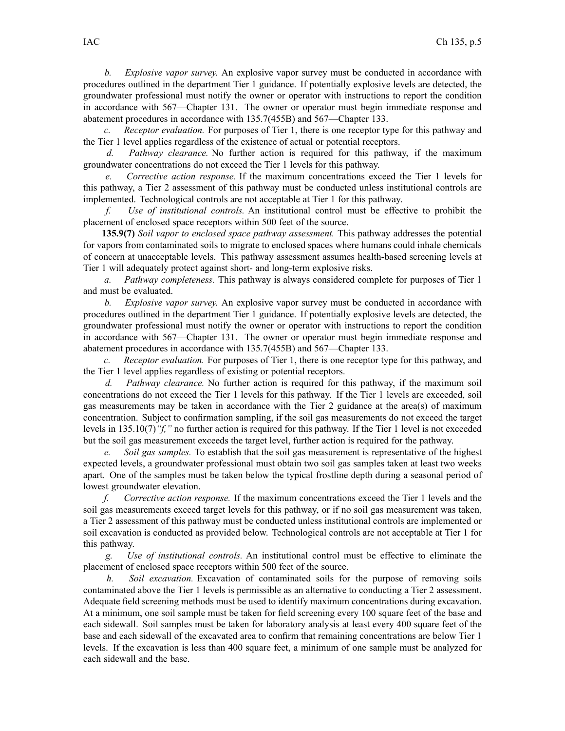*b. Explosive vapor survey.* An explosive vapor survey must be conducted in accordance with procedures outlined in the department Tier 1 guidance. If potentially explosive levels are detected, the groundwater professional must notify the owner or operator with instructions to report the condition in accordance with 567—Chapter 131. The owner or operator must begin immediate response and abatement procedures in accordance with 135.7(455B) and 567—Chapter 133.

*c. Receptor evaluation.* For purposes of Tier 1, there is one receptor type for this pathway and the Tier 1 level applies regardless of the existence of actual or potential receptors.

*d. Pathway clearance.* No further action is required for this pathway, if the maximum groundwater concentrations do not exceed the Tier 1 levels for this pathway.

*e. Corrective action response.* If the maximum concentrations exceed the Tier 1 levels for this pathway, a Tier 2 assessment of this pathway must be conducted unless institutional controls are implemented. Technological controls are not acceptable at Tier 1 for this pathway.

*f. Use of institutional controls.* An institutional control must be effective to prohibit the placement of enclosed space receptors within 500 feet of the source.

**135.9(7)** *Soil vapor to enclosed space pathway assessment.* This pathway addresses the potential for vapors from contaminated soils to migrate to enclosed spaces where humans could inhale chemicals of concern at unacceptable levels. This pathway assessment assumes health-based screening levels at Tier 1 will adequately protect against short- and long-term explosive risks.

*a. Pathway completeness.* This pathway is always considered complete for purposes of Tier 1 and must be evaluated.

*b. Explosive vapor survey.* An explosive vapor survey must be conducted in accordance with procedures outlined in the department Tier 1 guidance. If potentially explosive levels are detected, the groundwater professional must notify the owner or operator with instructions to report the condition in accordance with 567—Chapter 131. The owner or operator must begin immediate response and abatement procedures in accordance with 135.7(455B) and 567—Chapter 133.

*c. Receptor evaluation.* For purposes of Tier 1, there is one receptor type for this pathway, and the Tier 1 level applies regardless of existing or potential receptors.

*d. Pathway clearance.* No further action is required for this pathway, if the maximum soil concentrations do not exceed the Tier 1 levels for this pathway. If the Tier 1 levels are exceeded, soil gas measurements may be taken in accordance with the Tier 2 guidance at the area(s) of maximum concentration. Subject to confirmation sampling, if the soil gas measurements do not exceed the target levels in 135.10(7)*"f,"* no further action is required for this pathway. If the Tier 1 level is not exceeded but the soil gas measurement exceeds the target level, further action is required for the pathway.

*e. Soil gas samples.* To establish that the soil gas measurement is representative of the highest expected levels, a groundwater professional must obtain two soil gas samples taken at least two weeks apart. One of the samples must be taken below the typical frostline depth during a seasonal period of lowest groundwater elevation.

*f. Corrective action response.* If the maximum concentrations exceed the Tier 1 levels and the soil gas measurements exceed target levels for this pathway, or if no soil gas measurement was taken, a Tier 2 assessment of this pathway must be conducted unless institutional controls are implemented or soil excavation is conducted as provided below. Technological controls are not acceptable at Tier 1 for this pathway.

*g. Use of institutional controls.* An institutional control must be effective to eliminate the placement of enclosed space receptors within 500 feet of the source.

*h. Soil excavation.* Excavation of contaminated soils for the purpose of removing soils contaminated above the Tier 1 levels is permissible as an alternative to conducting a Tier 2 assessment. Adequate field screening methods must be used to identify maximum concentrations during excavation. At a minimum, one soil sample must be taken for field screening every 100 square feet of the base and each sidewall. Soil samples must be taken for laboratory analysis at least every 400 square feet of the base and each sidewall of the excavated area to confirm that remaining concentrations are below Tier 1 levels. If the excavation is less than 400 square feet, a minimum of one sample must be analyzed for each sidewall and the base.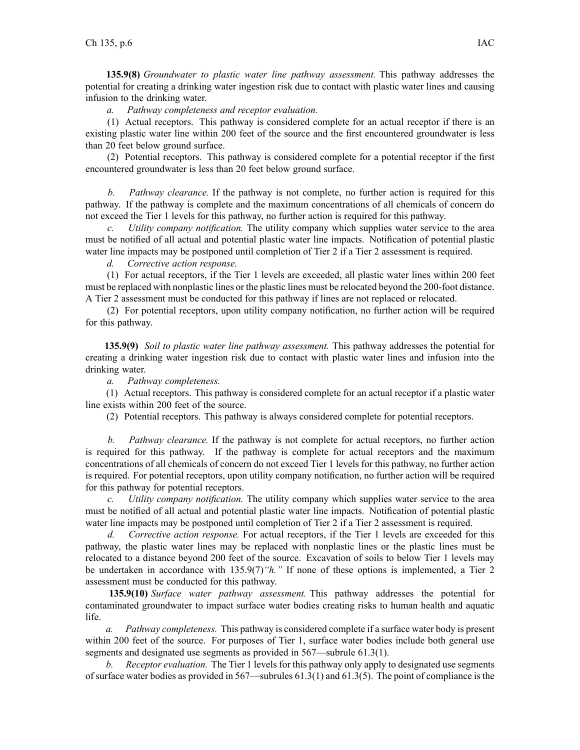**135.9(8)** *Groundwater to plastic water line pathway assessment.* This pathway addresses the potential for creating a drinking water ingestion risk due to contact with plastic water lines and causing infusion to the drinking water.

*a. Pathway completeness and receptor evaluation.*

(1) Actual receptors. This pathway is considered complete for an actual receptor if there is an existing plastic water line within 200 feet of the source and the first encountered groundwater is less than 20 feet below ground surface.

(2) Potential receptors. This pathway is considered complete for a potential receptor if the first encountered groundwater is less than 20 feet below ground surface.

*b. Pathway clearance.* If the pathway is not complete, no further action is required for this pathway. If the pathway is complete and the maximum concentrations of all chemicals of concern do not exceed the Tier 1 levels for this pathway, no further action is required for this pathway.

*c. Utility company notification.* The utility company which supplies water service to the area must be notified of all actual and potential plastic water line impacts. Notification of potential plastic water line impacts may be postponed until completion of Tier 2 if a Tier 2 assessment is required.

*d. Corrective action response.*

(1) For actual receptors, if the Tier 1 levels are exceeded, all plastic water lines within 200 feet must be replaced with nonplastic lines or the plastic lines must be relocated beyond the 200-foot distance. A Tier 2 assessment must be conducted for this pathway if lines are not replaced or relocated.

(2) For potential receptors, upon utility company notification, no further action will be required for this pathway.

**135.9(9)** *Soil to plastic water line pathway assessment.* This pathway addresses the potential for creating a drinking water ingestion risk due to contact with plastic water lines and infusion into the drinking water.

*a. Pathway completeness.*

(1) Actual receptors. This pathway is considered complete for an actual receptor if a plastic water line exists within 200 feet of the source.

(2) Potential receptors. This pathway is always considered complete for potential receptors.

*b. Pathway clearance.* If the pathway is not complete for actual receptors, no further action is required for this pathway. If the pathway is complete for actual receptors and the maximum concentrations of all chemicals of concern do not exceed Tier 1 levels for this pathway, no further action is required. For potential receptors, upon utility company notification, no further action will be required for this pathway for potential receptors.

*c. Utility company notification.* The utility company which supplies water service to the area must be notified of all actual and potential plastic water line impacts. Notification of potential plastic water line impacts may be postponed until completion of Tier 2 if a Tier 2 assessment is required.

*d. Corrective action response.* For actual receptors, if the Tier 1 levels are exceeded for this pathway, the plastic water lines may be replaced with nonplastic lines or the plastic lines must be relocated to a distance beyond 200 feet of the source. Excavation of soils to below Tier 1 levels may be undertaken in accordance with 135.9(7)*"h."* If none of these options is implemented, a Tier 2 assessment must be conducted for this pathway.

**135.9(10)** *Surface water pathway assessment.* This pathway addresses the potential for contaminated groundwater to impact surface water bodies creating risks to human health and aquatic life.

*a. Pathway completeness.* This pathway is considered complete if a surface water body is present within 200 feet of the source. For purposes of Tier 1, surface water bodies include both general use segments and designated use segments as provided in 567—subrule 61.3(1).

*b. Receptor evaluation.* The Tier 1 levels for this pathway only apply to designated use segments of surface water bodies as provided in 567—subrules 61.3(1) and 61.3(5). The point of compliance is the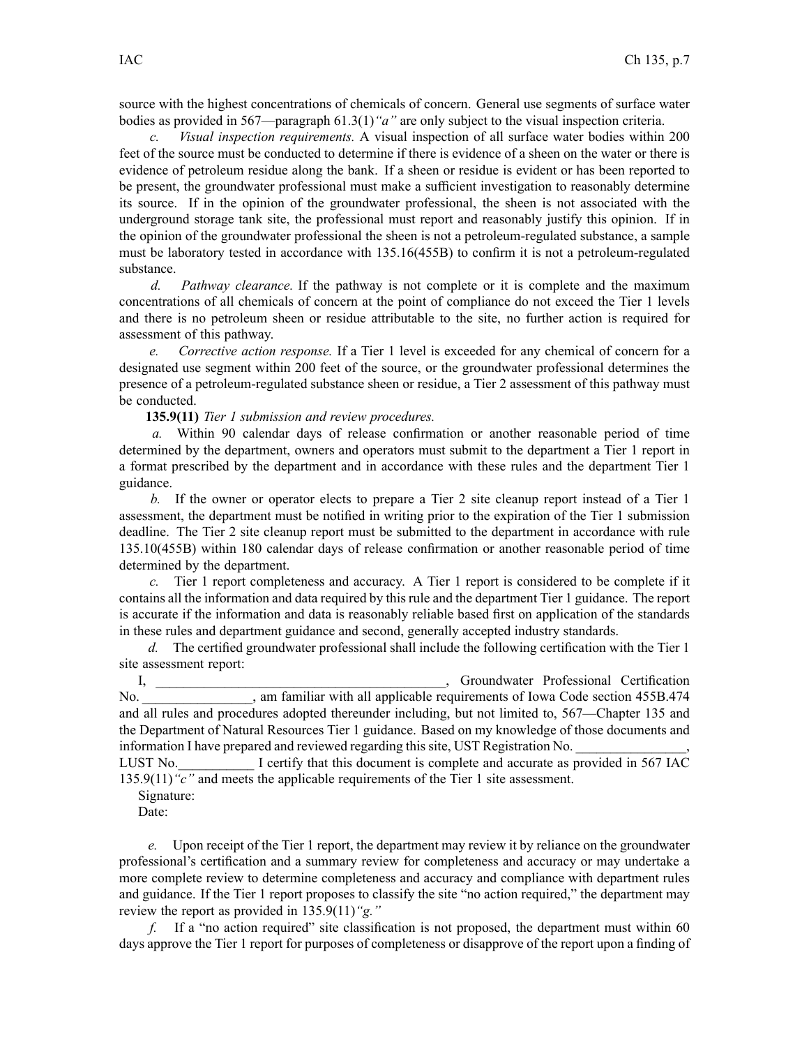source with the highest concentrations of chemicals of concern. General use segments of surface water bodies as provided in 567—paragraph 61.3(1)*"a"* are only subject to the visual inspection criteria.

*c. Visual inspection requirements.* A visual inspection of all surface water bodies within 200 feet of the source must be conducted to determine if there is evidence of a sheen on the water or there is evidence of petroleum residue along the bank. If a sheen or residue is evident or has been reported to be present, the groundwater professional must make a sufficient investigation to reasonably determine its source. If in the opinion of the groundwater professional, the sheen is not associated with the underground storage tank site, the professional must report and reasonably justify this opinion. If in the opinion of the groundwater professional the sheen is not a petroleum-regulated substance, a sample must be laboratory tested in accordance with 135.16(455B) to confirm it is not a petroleum-regulated substance.

*d. Pathway clearance.* If the pathway is not complete or it is complete and the maximum concentrations of all chemicals of concern at the point of compliance do not exceed the Tier 1 levels and there is no petroleum sheen or residue attributable to the site, no further action is required for assessment of this pathway.

*e. Corrective action response.* If a Tier 1 level is exceeded for any chemical of concern for a designated use segment within 200 feet of the source, or the groundwater professional determines the presence of a petroleum-regulated substance sheen or residue, a Tier 2 assessment of this pathway must be conducted.

**135.9(11)** *Tier 1 submission and review procedures.*

*a.* Within 90 calendar days of release confirmation or another reasonable period of time determined by the department, owners and operators must submit to the department a Tier 1 report in a format prescribed by the department and in accordance with these rules and the department Tier 1 guidance.

*b.* If the owner or operator elects to prepare a Tier 2 site cleanup report instead of a Tier 1 assessment, the department must be notified in writing prior to the expiration of the Tier 1 submission deadline. The Tier 2 site cleanup report must be submitted to the department in accordance with rule 135.10(455B) within 180 calendar days of release confirmation or another reasonable period of time determined by the department.

*c.* Tier 1 report completeness and accuracy. A Tier 1 report is considered to be complete if it contains all the information and data required by this rule and the department Tier 1 guidance. The report is accurate if the information and data is reasonably reliable based first on application of the standards in these rules and department guidance and second, generally accepted industry standards.

*d.* The certified groundwater professional shall include the following certification with the Tier 1 site assessment report:

I, __________________________________________, Groundwater Professional Certification No. ________________, am familiar with all applicable requirements of Iowa Code section 455B.474 and all rules and procedures adopted thereunder including, but not limited to, 567—Chapter 135 and the Department of Natural Resources Tier 1 guidance. Based on my knowledge of those documents and information I have prepared and reviewed regarding this site, UST Registration No. ________________, LUST No.___________ I certify that this document is complete and accurate as provided in 567 IAC 135.9(11)*"c"* and meets the applicable requirements of the Tier 1 site assessment.

Signature:

Date:

*e.* Upon receipt of the Tier 1 report, the department may review it by reliance on the groundwater professional's certification and a summary review for completeness and accuracy or may undertake a more complete review to determine completeness and accuracy and compliance with department rules and guidance. If the Tier 1 report proposes to classify the site "no action required," the department may review the report as provided in 135.9(11)*"g."*

*f.* If a "no action required" site classification is not proposed, the department must within 60 days approve the Tier 1 report for purposes of completeness or disapprove of the report upon a finding of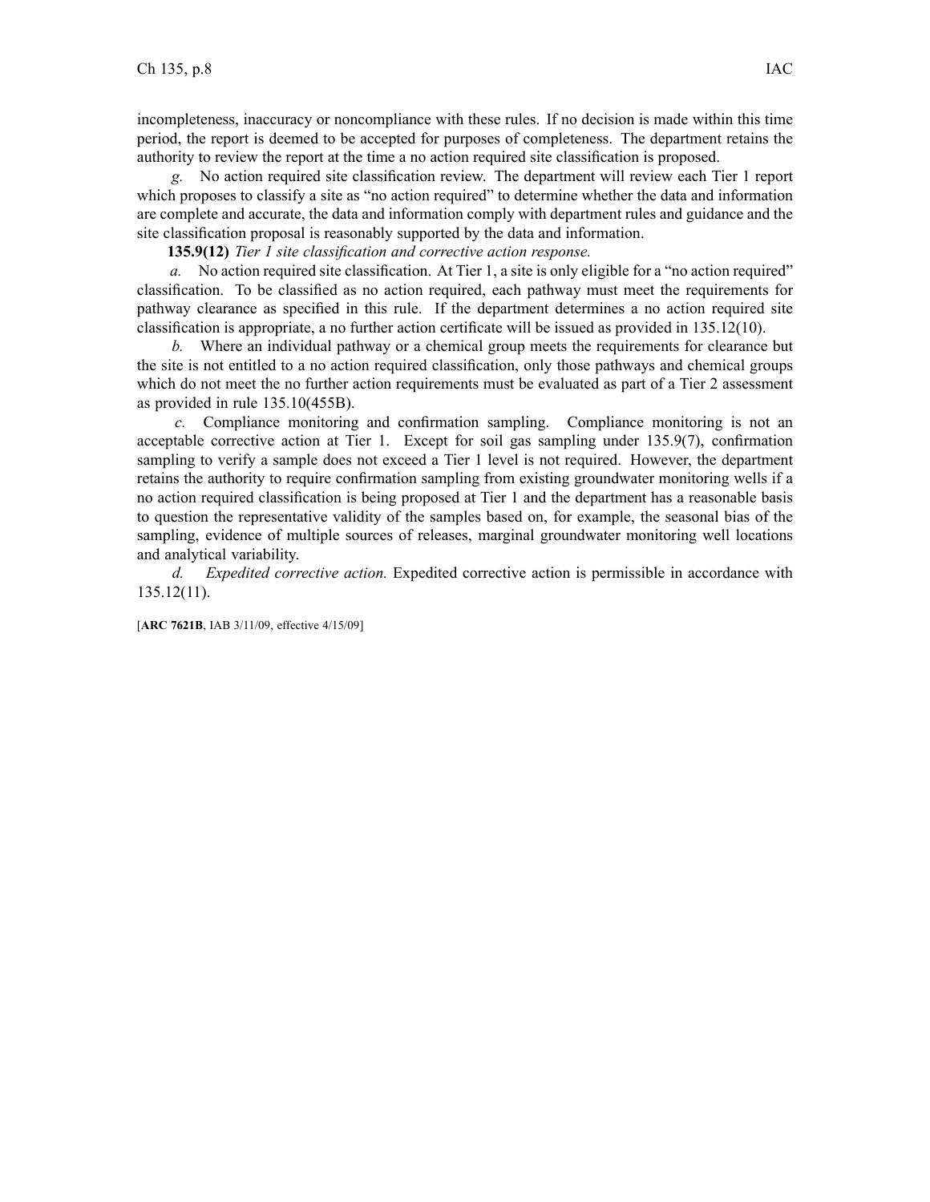incompleteness, inaccuracy or noncompliance with these rules. If no decision is made within this time period, the report is deemed to be accepted for purposes of completeness. The department retains the authority to review the report at the time a no action required site classification is proposed.

*g.* No action required site classification review. The department will review each Tier 1 report which proposes to classify a site as "no action required" to determine whether the data and information are complete and accurate, the data and information comply with department rules and guidance and the site classification proposal is reasonably supported by the data and information.

**135.9(12)** *Tier 1 site classification and corrective action response.*

*a.* No action required site classification. At Tier 1, a site is only eligible for a "no action required" classification. To be classified as no action required, each pathway must meet the requirements for pathway clearance as specified in this rule. If the department determines a no action required site classification is appropriate, a no further action certificate will be issued as provided in 135.12(10).

*b.* Where an individual pathway or a chemical group meets the requirements for clearance but the site is not entitled to a no action required classification, only those pathways and chemical groups which do not meet the no further action requirements must be evaluated as part of a Tier 2 assessment as provided in rule 135.10(455B).

*c.* Compliance monitoring and confirmation sampling. Compliance monitoring is not an acceptable corrective action at Tier 1. Except for soil gas sampling under 135.9(7), confirmation sampling to verify a sample does not exceed a Tier 1 level is not required. However, the department retains the authority to require confirmation sampling from existing groundwater monitoring wells if a no action required classification is being proposed at Tier 1 and the department has a reasonable basis to question the representative validity of the samples based on, for example, the seasonal bias of the sampling, evidence of multiple sources of releases, marginal groundwater monitoring well locations and analytical variability.

*d.* *Expedited corrective action.* Expedited corrective action is permissible in accordance with 135.12(11).

[**ARC 7621B**, IAB 3/11/09, effective 4/15/09]